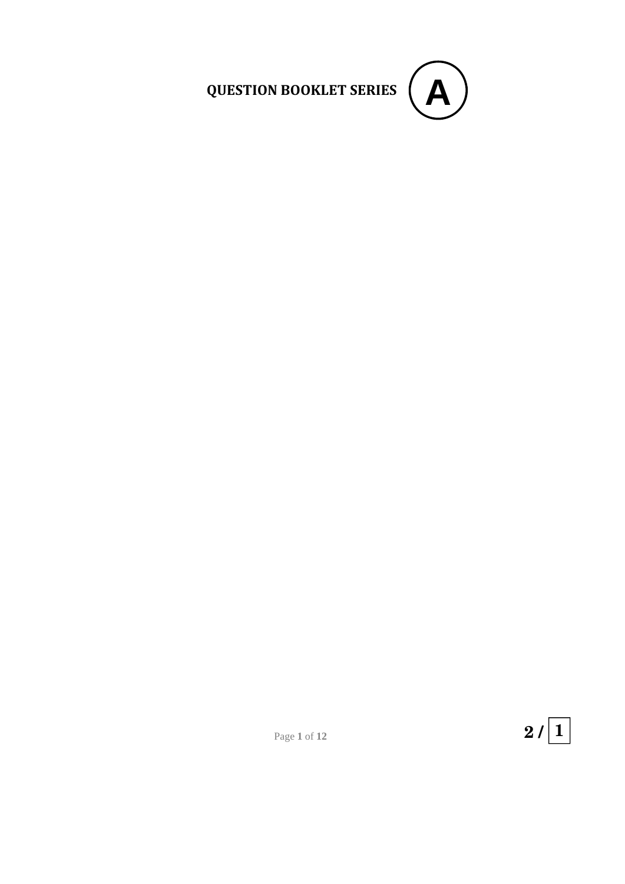**QUESTION BOOKLET SERIES** **A**

**2 /** **1**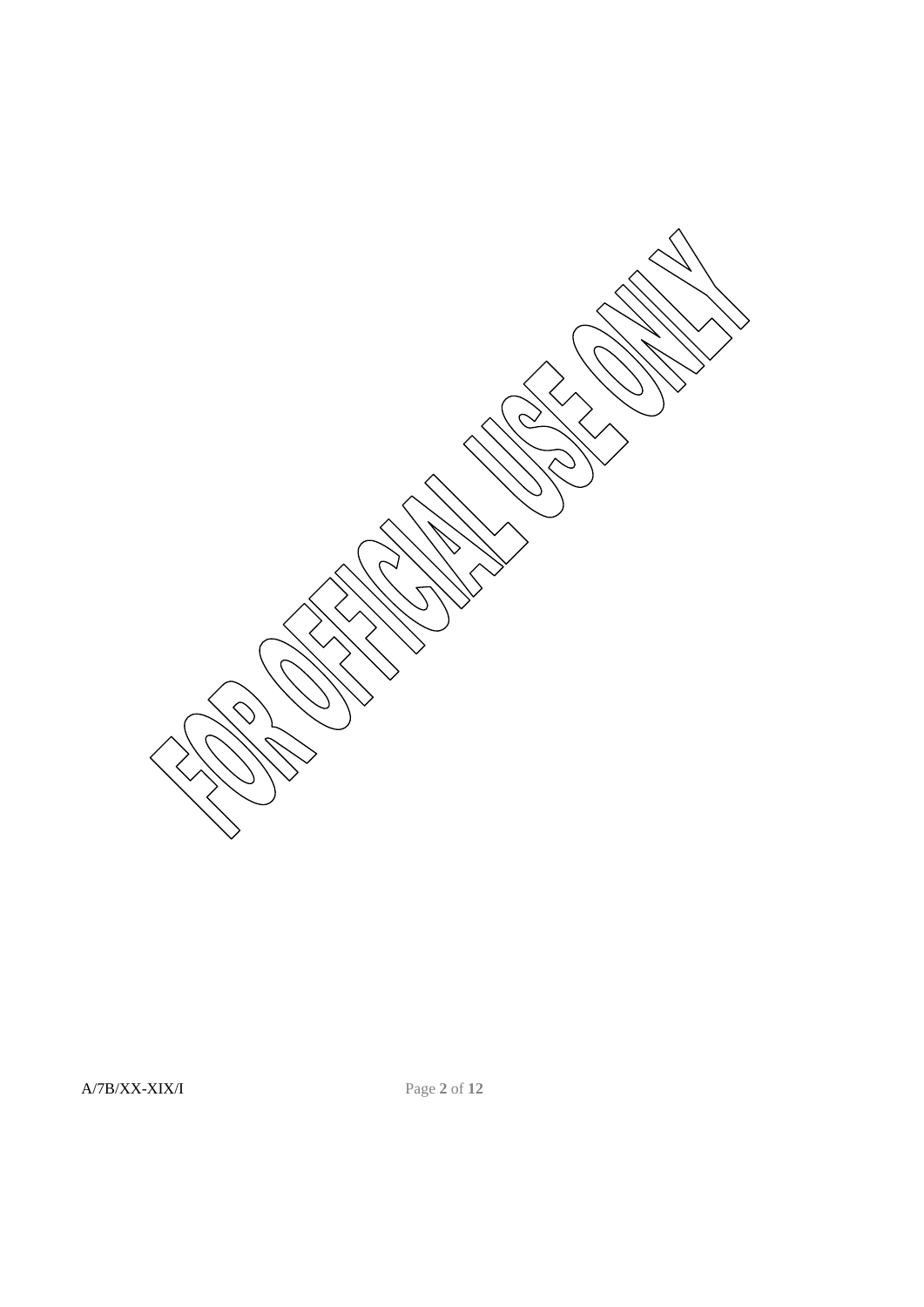FOR OFFICIAL USE ONLY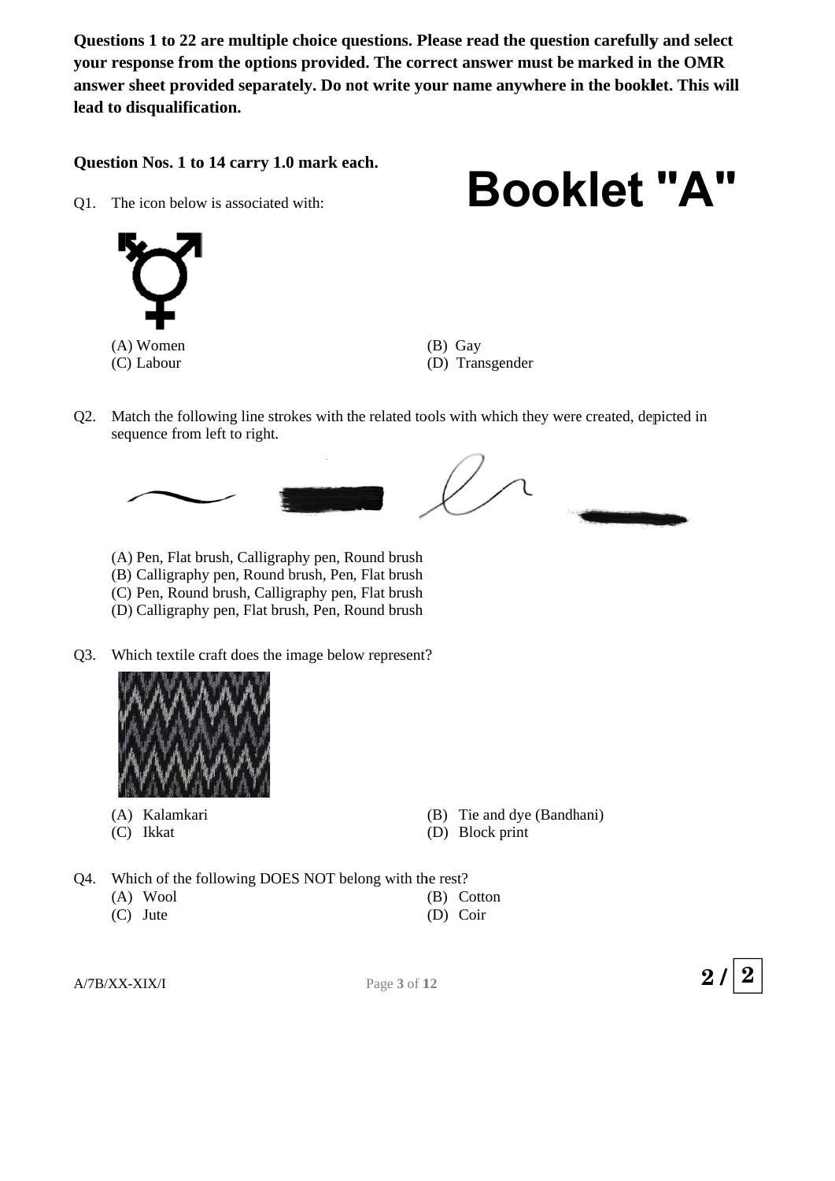**Questions 1 to 22 are multiple choice questions. Please read the question carefully and select your response from the options provided. The correct answer must be marked in the OMR answer sheet provided separately. Do not write your name anywhere in the booklet. This will lead to disqualification.**

**Question Nos. 1 to 14 carry 1.0 mark each.**

# Booklet "A"

Q1. The icon below is associated with:

(A) Women
(B) Gay
(C) Labour
(D) Transgender

Q2. Match the following line strokes with the related tools with which they were created, depicted in sequence from left to right.

(A) Pen, Flat brush, Calligraphy pen, Round brush
(B) Calligraphy pen, Round brush, Pen, Flat brush
(C) Pen, Round brush, Calligraphy pen, Flat brush
(D) Calligraphy pen, Flat brush, Pen, Round brush

Q3. Which textile craft does the image below represent?

(A) Kalamkari
(B) Tie and dye (Bandhani)
(C) Ikkat
(D) Block print

Q4. Which of the following DOES NOT belong with the rest?

(A) Wool
(B) Cotton
(C) Jute
(D) Coir

A/7B/XX-XIX/I

2 / 2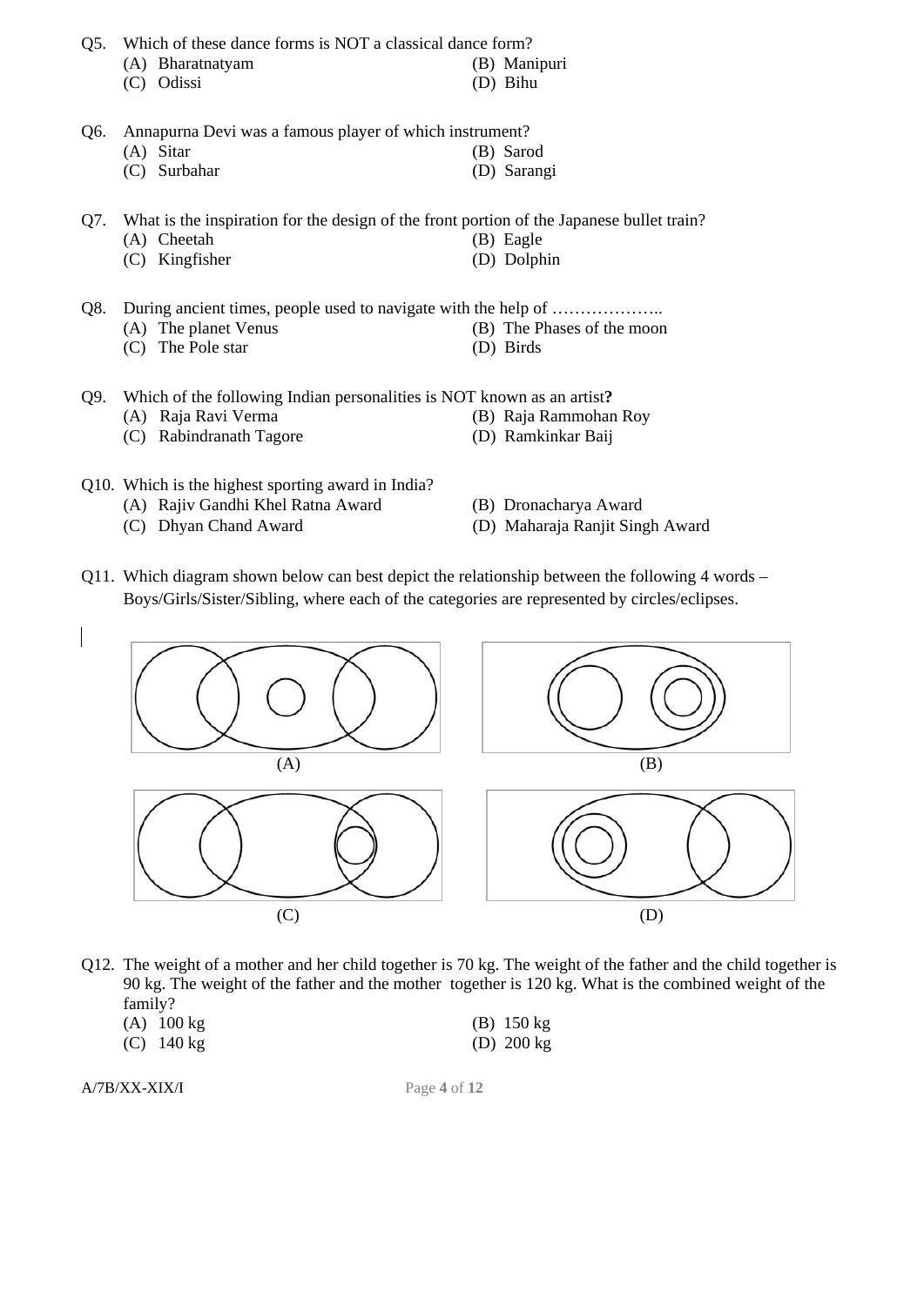Q5. Which of these dance forms is NOT a classical dance form?

(A) Bharatnatyam
(B) Manipuri
(C) Odissi
(D) Bihu

Q6. Annapurna Devi was a famous player of which instrument?

(A) Sitar
(B) Sarod
(C) Surbahar
(D) Sarangi

Q7. What is the inspiration for the design of the front portion of the Japanese bullet train?

(A) Cheetah
(B) Eagle
(C) Kingfisher
(D) Dolphin

Q8. During ancient times, people used to navigate with the help of ………………..

(A) The planet Venus
(B) The Phases of the moon
(C) The Pole star
(D) Birds

Q9. Which of the following Indian personalities is NOT known as an artist**?**

(A) Raja Ravi Verma
(B) Raja Rammohan Roy
(C) Rabindranath Tagore
(D) Ramkinkar Baij

Q10. Which is the highest sporting award in India?

(A) Rajiv Gandhi Khel Ratna Award
(B) Dronacharya Award
(C) Dhyan Chand Award
(D) Maharaja Ranjit Singh Award

Q11. Which diagram shown below can best depict the relationship between the following 4 words – Boys/Girls/Sister/Sibling, where each of the categories are represented by circles/eclipses.

(A)

(B)

(C)

(D)

Q12. The weight of a mother and her child together is 70 kg. The weight of the father and the child together is 90 kg. The weight of the father and the mother together is 120 kg. What is the combined weight of the family?

(A) 100 kg
(B) 150 kg
(C) 140 kg
(D) 200 kg

A/7B/XX-XIX/I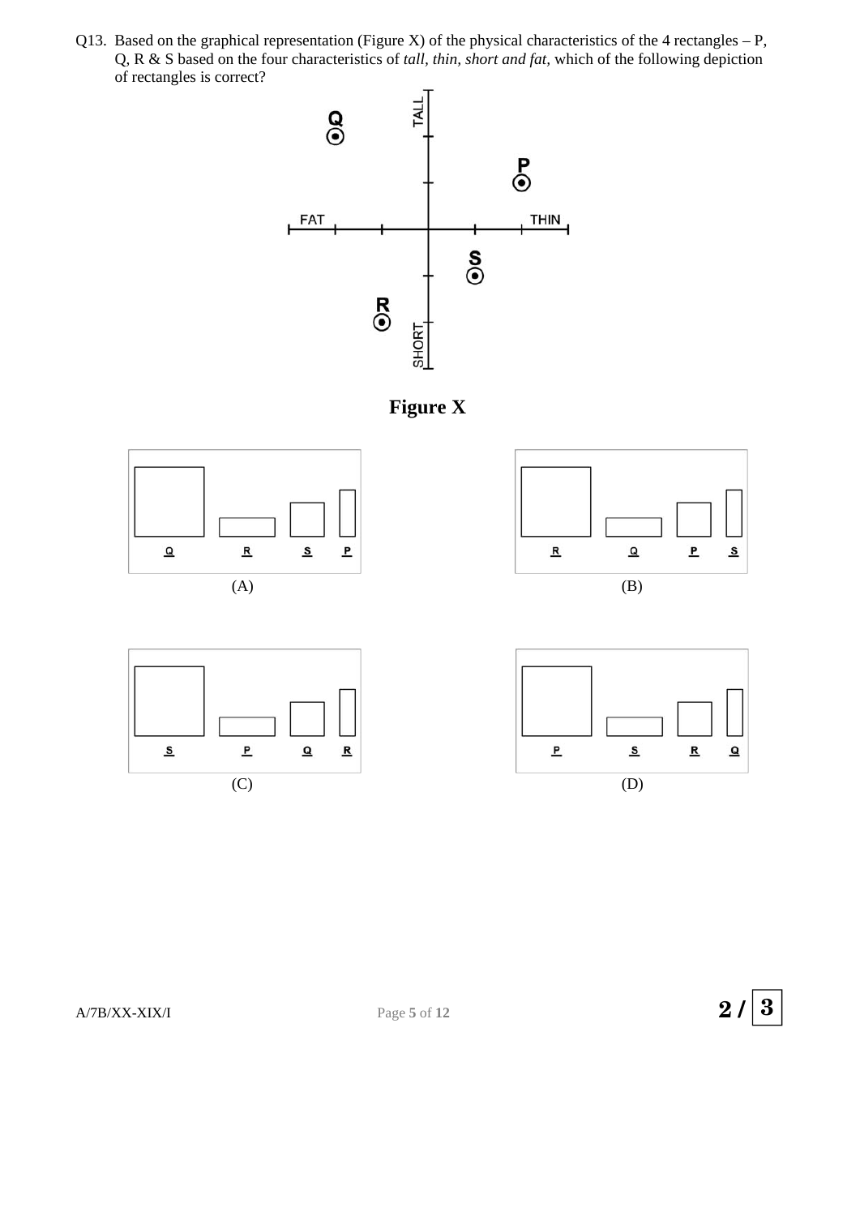Q13. Based on the graphical representation (Figure X) of the physical characteristics of the 4 rectangles – P, Q, R & S based on the four characteristics of *tall, thin, short and fat*, which of the following depiction of rectangles is correct?

**Figure X**

(A)

(B)

(C)

(D)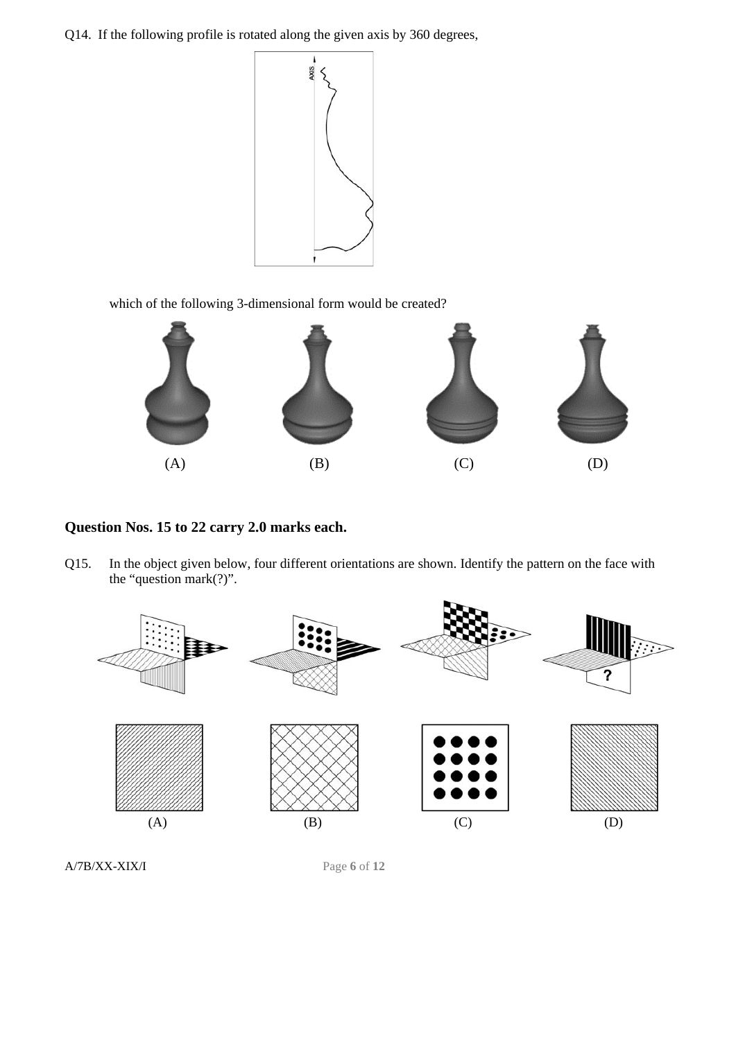Q14. If the following profile is rotated along the given axis by 360 degrees,

which of the following 3-dimensional form would be created?

(A) (B) (C) (D)

**Question Nos. 15 to 22 carry 2.0 marks each.**

Q15. In the object given below, four different orientations are shown. Identify the pattern on the face with the "question mark(?)".

(A) (B) (C) (D)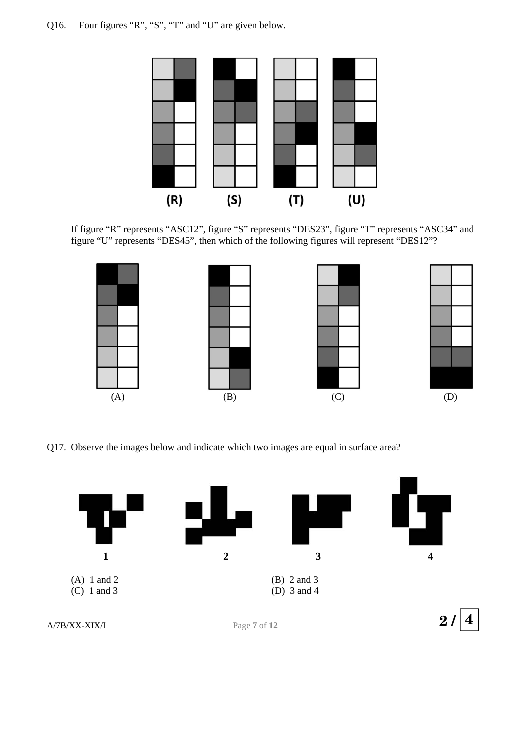Q16. Four figures "R", "S", "T" and "U" are given below.

If figure "R" represents "ASC12", figure "S" represents "DES23", figure "T" represents "ASC34" and figure "U" represents "DES45", then which of the following figures will represent "DES12"?

(A)

(B)

(C)

(D)

Q17. Observe the images below and indicate which two images are equal in surface area?

1

2

3

4

(A) 1 and 2

(B) 2 and 3

(C) 1 and 3

(D) 3 and 4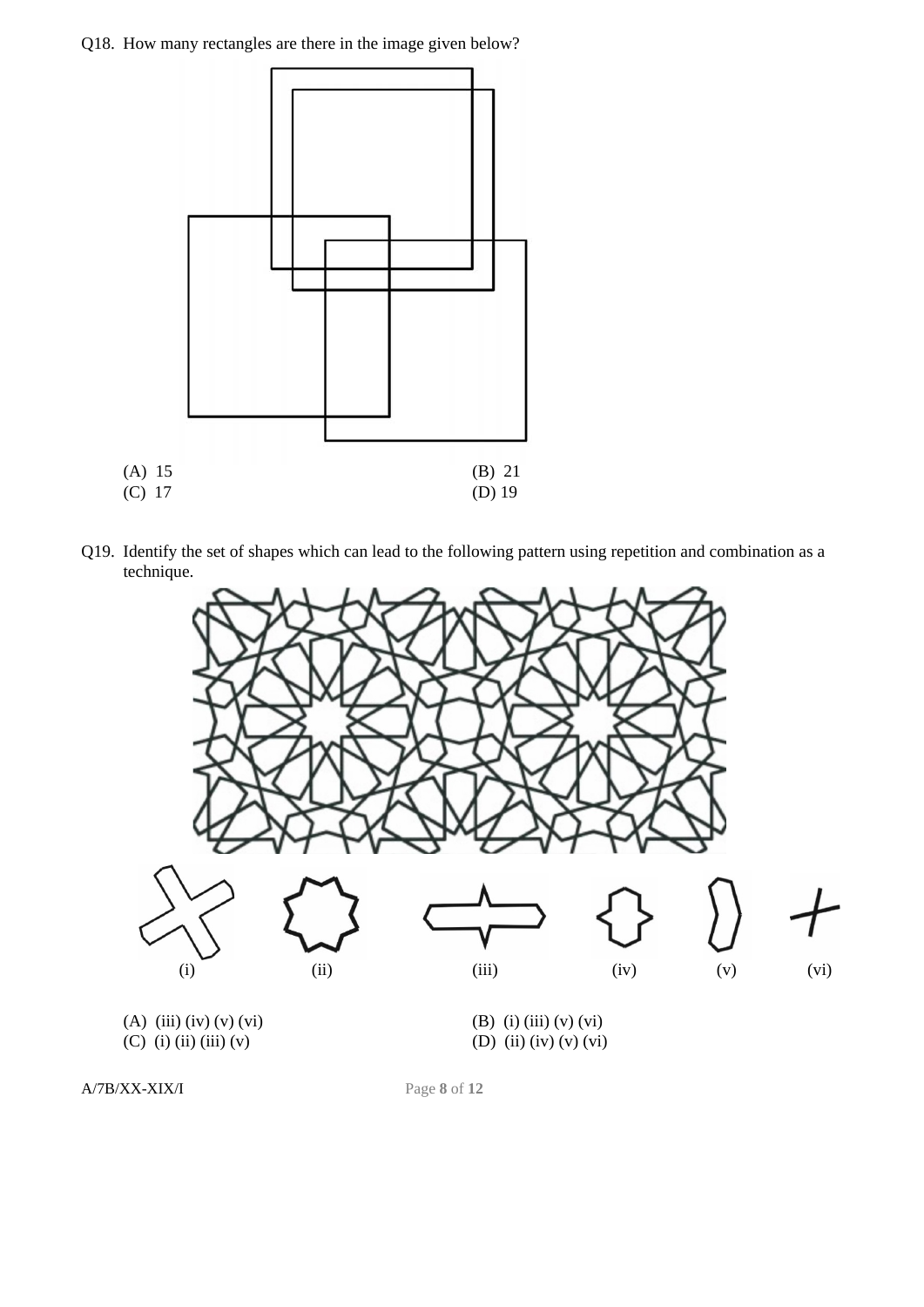Q18. How many rectangles are there in the image given below?

(A) 15
(B) 21
(C) 17
(D) 19

Q19. Identify the set of shapes which can lead to the following pattern using repetition and combination as a technique.

(i) (ii) (iii) (iv) (v) (vi)

(A) (iii) (iv) (v) (vi)
(B) (i) (iii) (v) (vi)
(C) (i) (ii) (iii) (v)
(D) (ii) (iv) (v) (vi)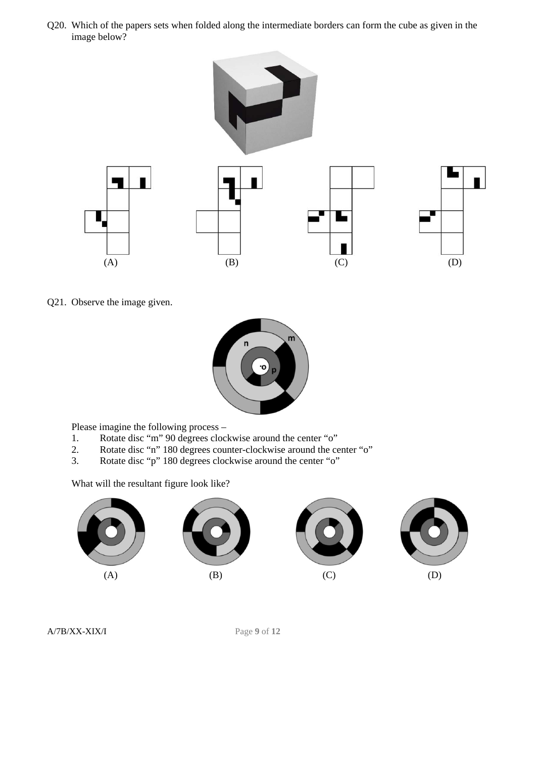Q20. Which of the papers sets when folded along the intermediate borders can form the cube as given in the image below?

(A) (B) (C) (D)

Q21. Observe the image given.

Please imagine the following process –

1. Rotate disc "m" 90 degrees clockwise around the center "o"
2. Rotate disc "n" 180 degrees counter-clockwise around the center "o"
3. Rotate disc "p" 180 degrees clockwise around the center "o"

What will the resultant figure look like?

(A) (B) (C) (D)

A/7B/XX-XIX/I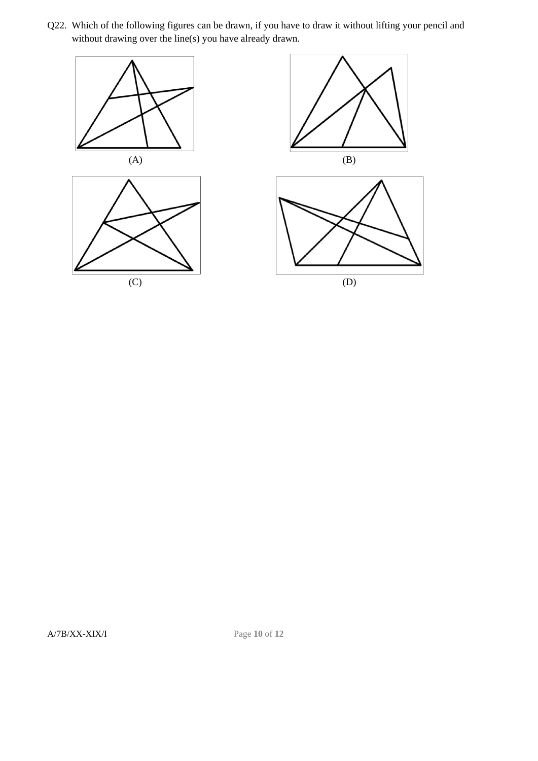Q22. Which of the following figures can be drawn, if you have to draw it without lifting your pencil and without drawing over the line(s) you have already drawn.

(A)

(B)

(C)

(D)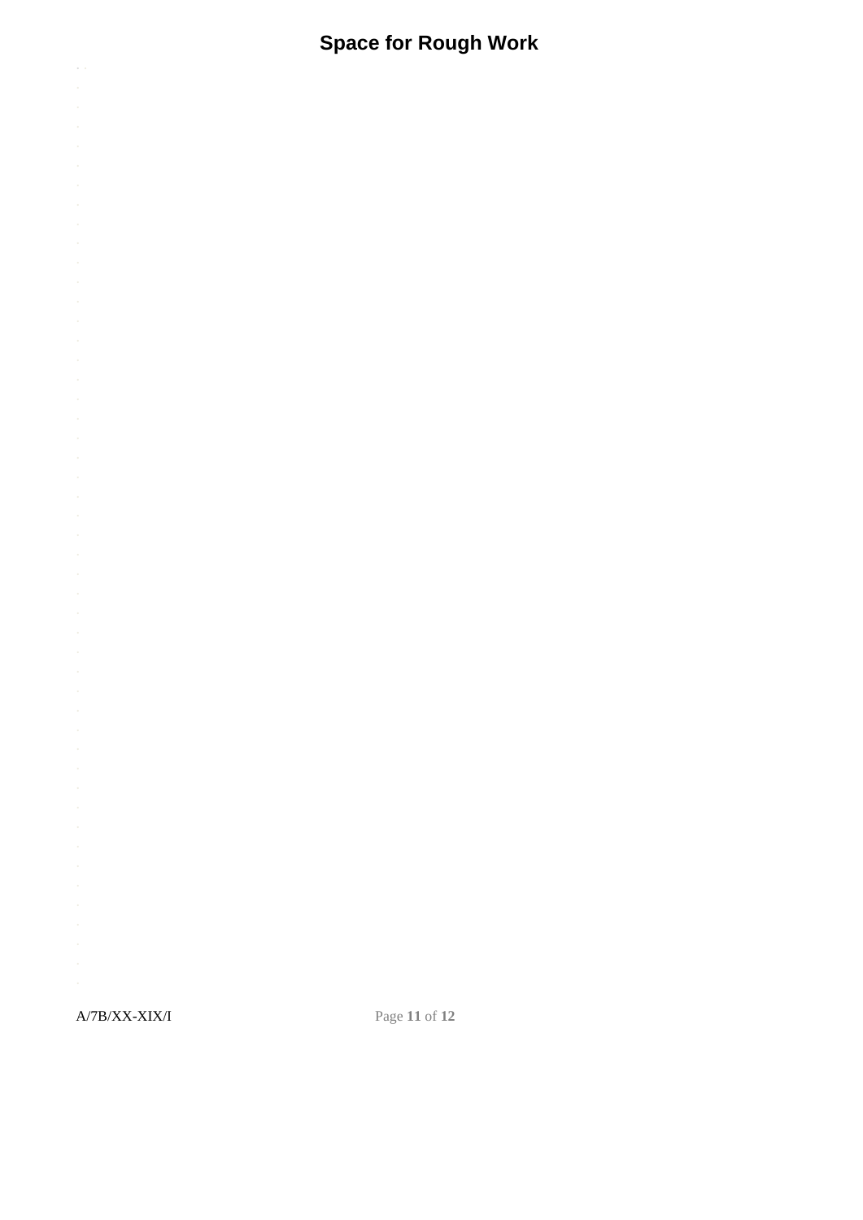# Space for Rough Work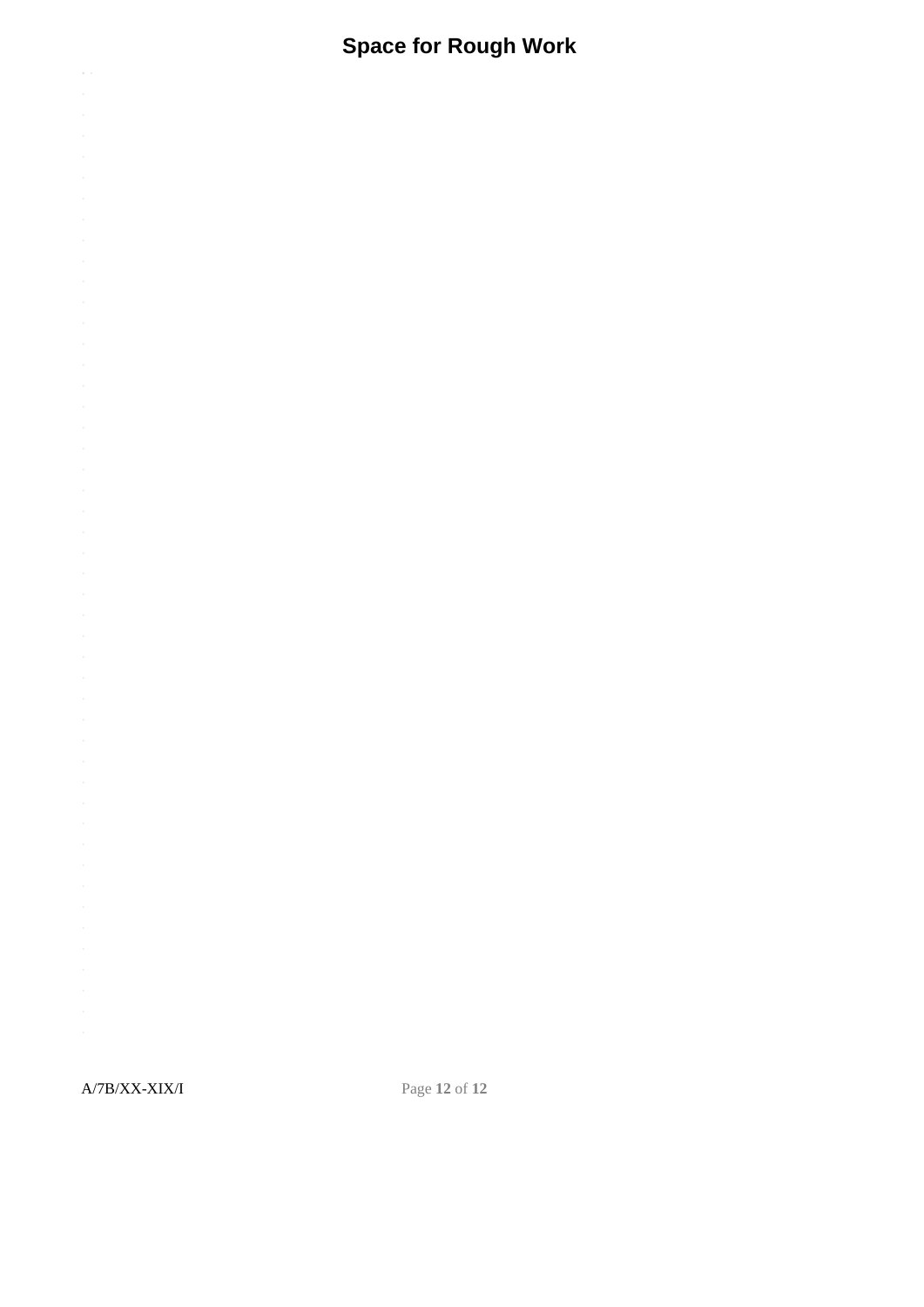# Space for Rough Work